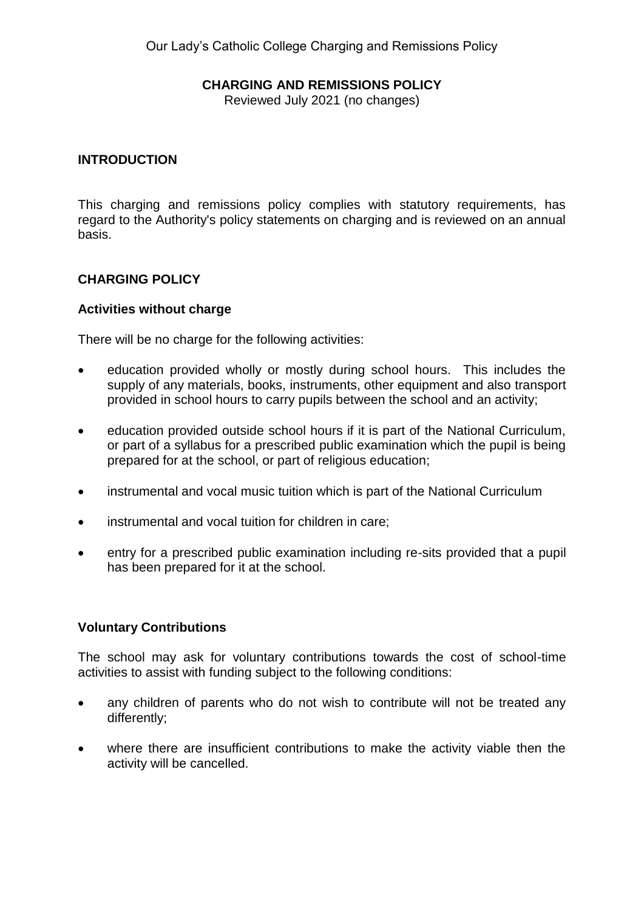# CHARGING AND REMISSIONS POLICY

Reviewed July 2021 (no changes)

## INTRODUCTION

This charging and remissions policy complies with statutory requirements, has regard to the Authority's policy statements on charging and is reviewed on an annual basis.

## CHARGING POLICY

### Activities without charge

There will be no charge for the following activities:

- education provided wholly or mostly during school hours. This includes the supply of any materials, books, instruments, other equipment and also transport provided in school hours to carry pupils between the school and an activity;
- education provided outside school hours if it is part of the National Curriculum, or part of a syllabus for a prescribed public examination which the pupil is being prepared for at the school, or part of religious education;
- instrumental and vocal music tuition which is part of the National Curriculum
- instrumental and vocal tuition for children in care;
- entry for a prescribed public examination including re-sits provided that a pupil has been prepared for it at the school.

### Voluntary Contributions

The school may ask for voluntary contributions towards the cost of school-time activities to assist with funding subject to the following conditions:

- any children of parents who do not wish to contribute will not be treated any differently;
- where there are insufficient contributions to make the activity viable then the activity will be cancelled.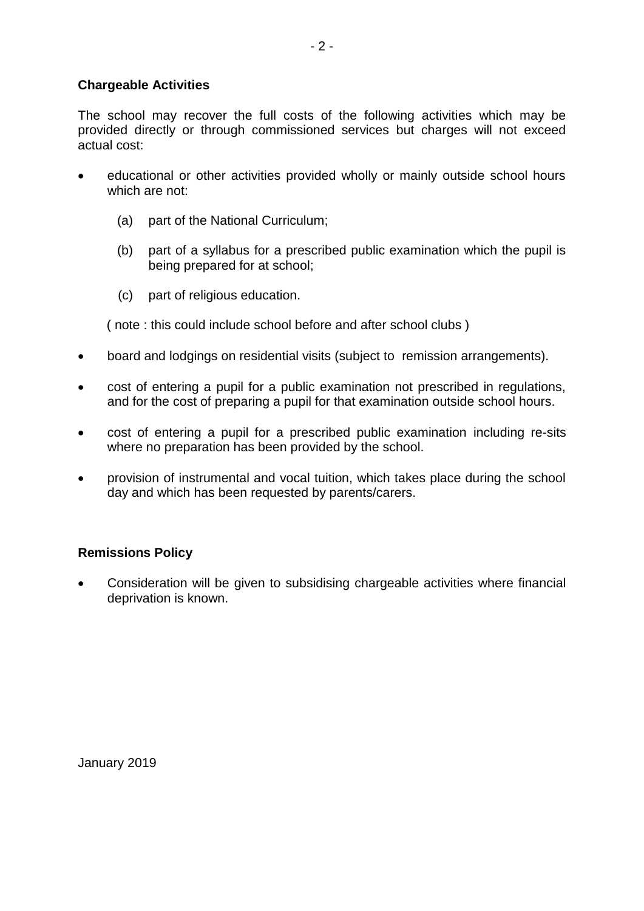**Chargeable Activities**

The school may recover the full costs of the following activities which may be provided directly or through commissioned services but charges will not exceed actual cost:

- educational or other activities provided wholly or mainly outside school hours which are not:

    (a) part of the National Curriculum;

    (b) part of a syllabus for a prescribed public examination which the pupil is being prepared for at school;

    (c) part of religious education.

  ( note : this could include school before and after school clubs )

- board and lodgings on residential visits (subject to remission arrangements).

- cost of entering a pupil for a public examination not prescribed in regulations, and for the cost of preparing a pupil for that examination outside school hours.

- cost of entering a pupil for a prescribed public examination including re-sits where no preparation has been provided by the school.

- provision of instrumental and vocal tuition, which takes place during the school day and which has been requested by parents/carers.

**Remissions Policy**

- Consideration will be given to subsidising chargeable activities where financial deprivation is known.

January 2019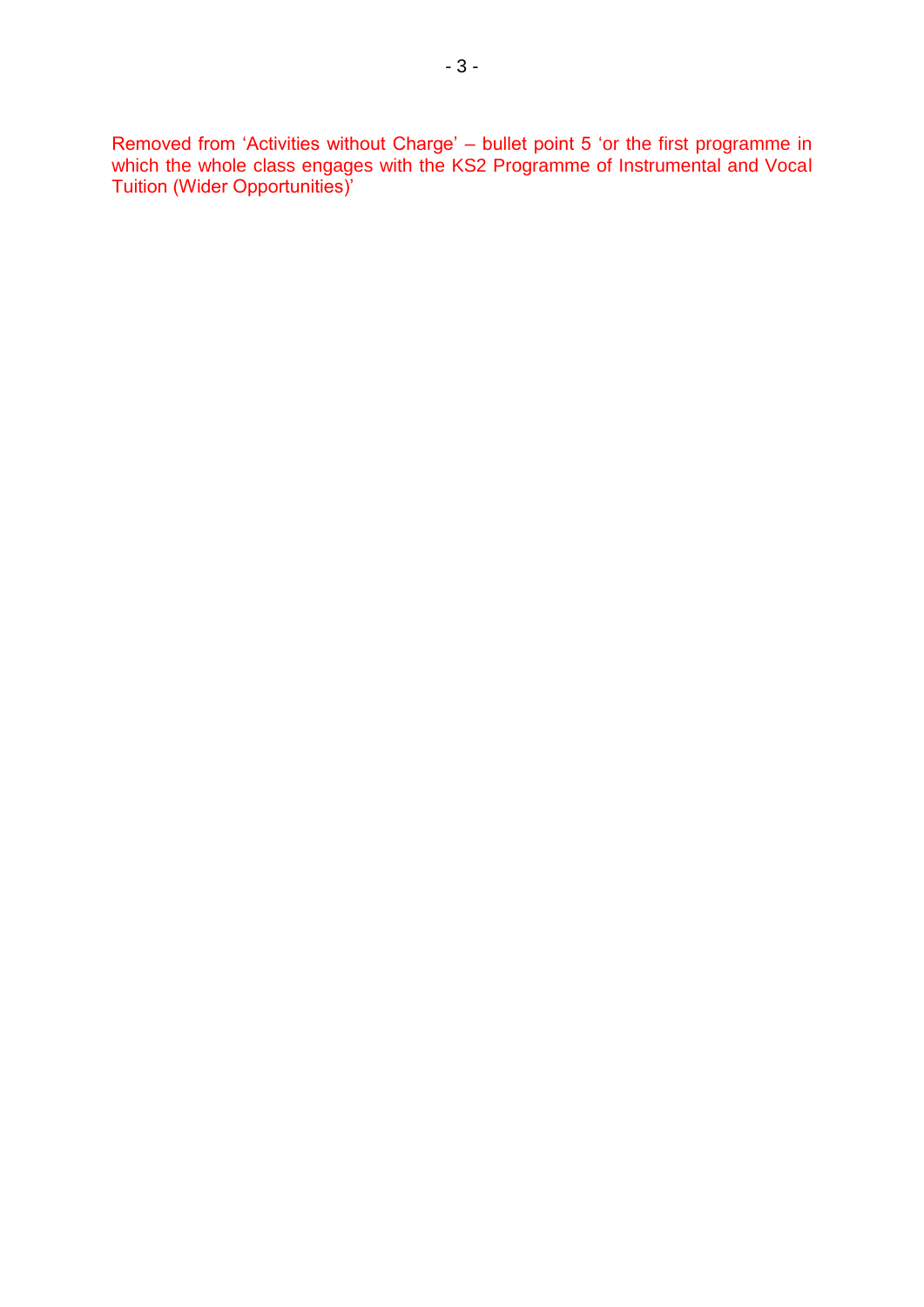Removed from ‘Activities without Charge’ – bullet point 5 ‘or the first programme in which the whole class engages with the KS2 Programme of Instrumental and Vocal Tuition (Wider Opportunities)’